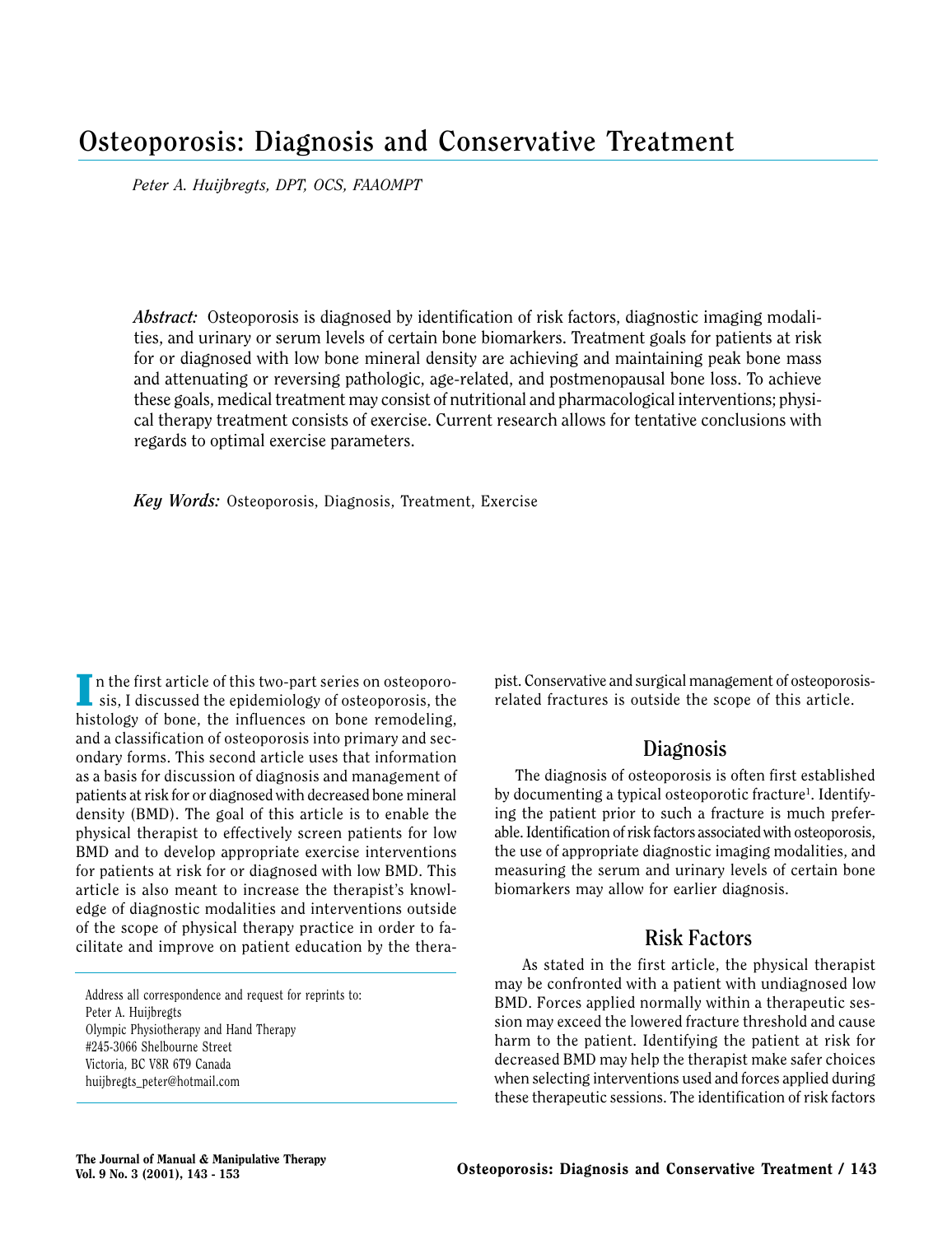# Osteoporosis: Diagnosis and Conservative Treatment

*Peter A. Huijbregts, DPT, OCS, FAAOMPT*

***Abstract:*** Osteoporosis is diagnosed by identification of risk factors, diagnostic imaging modalities, and urinary or serum levels of certain bone biomarkers. Treatment goals for patients at risk for or diagnosed with low bone mineral density are achieving and maintaining peak bone mass and attenuating or reversing pathologic, age-related, and postmenopausal bone loss. To achieve these goals, medical treatment may consist of nutritional and pharmacological interventions; physical therapy treatment consists of exercise. Current research allows for tentative conclusions with regards to optimal exercise parameters.

***Key Words:*** Osteoporosis, Diagnosis, Treatment, Exercise

In the first article of this two-part series on osteoporosis, I discussed the epidemiology of osteoporosis, the histology of bone, the influences on bone remodeling, and a classification of osteoporosis into primary and secondary forms. This second article uses that information as a basis for discussion of diagnosis and management of patients at risk for or diagnosed with decreased bone mineral density (BMD). The goal of this article is to enable the physical therapist to effectively screen patients for low BMD and to develop appropriate exercise interventions for patients at risk for or diagnosed with low BMD. This article is also meant to increase the therapist's knowledge of diagnostic modalities and interventions outside of the scope of physical therapy practice in order to facilitate and improve on patient education by the therapist. Conservative and surgical management of osteoporosis-related fractures is outside the scope of this article.

Address all correspondence and request for reprints to:
Peter A. Huijbregts
Olympic Physiotherapy and Hand Therapy
#245-3066 Shelbourne Street
Victoria, BC V8R 6T9 Canada
huijbregts_peter@hotmail.com

## Diagnosis

The diagnosis of osteoporosis is often first established by documenting a typical osteoporotic fracture[1]. Identifying the patient prior to such a fracture is much preferable. Identification of risk factors associated with osteoporosis, the use of appropriate diagnostic imaging modalities, and measuring the serum and urinary levels of certain bone biomarkers may allow for earlier diagnosis.

## Risk Factors

As stated in the first article, the physical therapist may be confronted with a patient with undiagnosed low BMD. Forces applied normally within a therapeutic session may exceed the lowered fracture threshold and cause harm to the patient. Identifying the patient at risk for decreased BMD may help the therapist make safer choices when selecting interventions used and forces applied during these therapeutic sessions. The identification of risk factors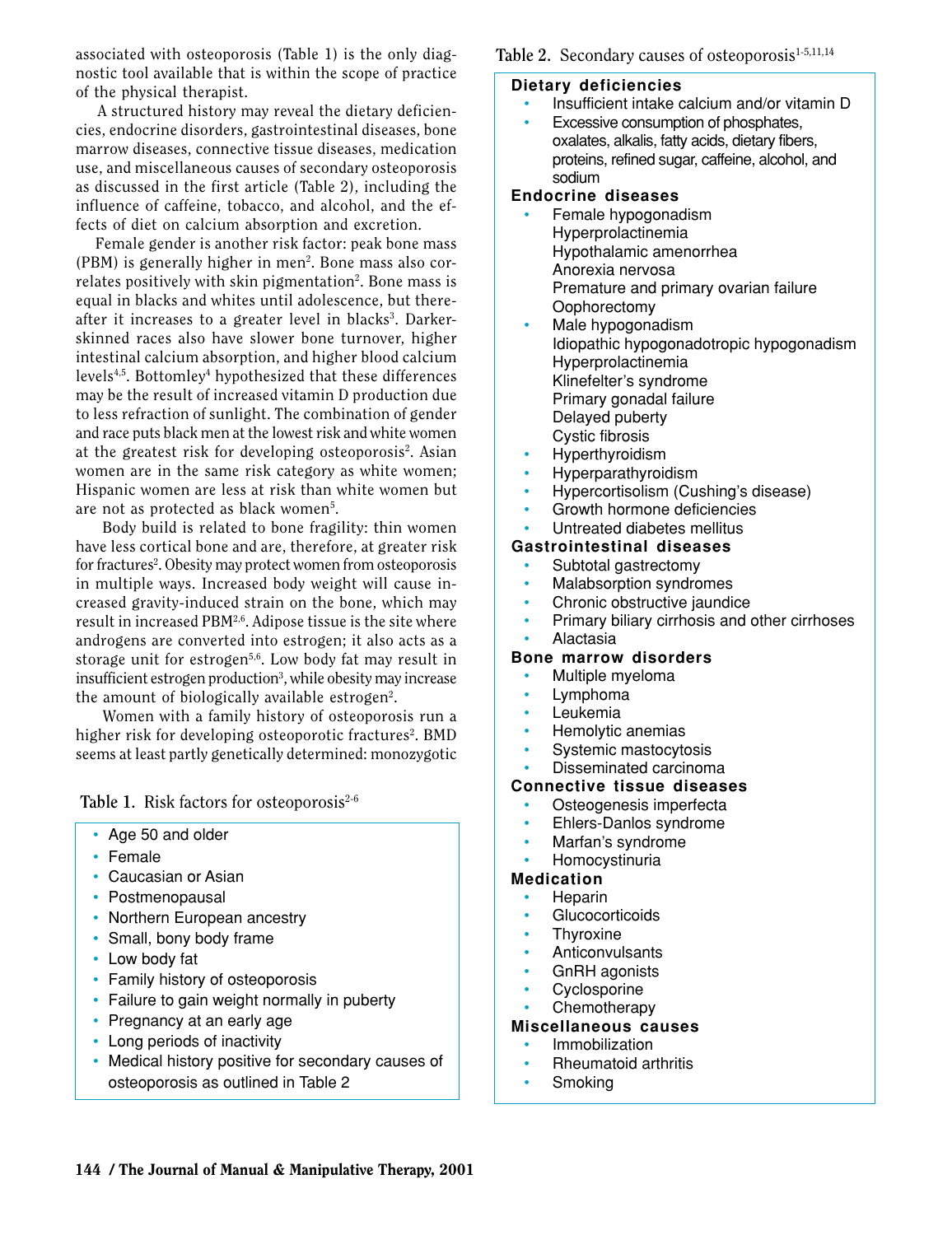associated with osteoporosis (Table 1) is the only diagnostic tool available that is within the scope of practice of the physical therapist.

A structured history may reveal the dietary deficiencies, endocrine disorders, gastrointestinal diseases, bone marrow diseases, connective tissue diseases, medication use, and miscellaneous causes of secondary osteoporosis as discussed in the first article (Table 2), including the influence of caffeine, tobacco, and alcohol, and the effects of diet on calcium absorption and excretion.

Female gender is another risk factor: peak bone mass (PBM) is generally higher in men[2]. Bone mass also correlates positively with skin pigmentation[2]. Bone mass is equal in blacks and whites until adolescence, but thereafter it increases to a greater level in blacks[3]. Darker-skinned races also have slower bone turnover, higher intestinal calcium absorption, and higher blood calcium levels[4,5]. Bottomley[4] hypothesized that these differences may be the result of increased vitamin D production due to less refraction of sunlight. The combination of gender and race puts black men at the lowest risk and white women at the greatest risk for developing osteoporosis[2]. Asian women are in the same risk category as white women; Hispanic women are less at risk than white women but are not as protected as black women[5].

Body build is related to bone fragility: thin women have less cortical bone and are, therefore, at greater risk for fractures[2]. Obesity may protect women from osteoporosis in multiple ways. Increased body weight will cause increased gravity-induced strain on the bone, which may result in increased PBM[2,6]. Adipose tissue is the site where androgens are converted into estrogen; it also acts as a storage unit for estrogen[5,6]. Low body fat may result in insufficient estrogen production[3], while obesity may increase the amount of biologically available estrogen[2].

Women with a family history of osteoporosis run a higher risk for developing osteoporotic fractures[2]. BMD seems at least partly genetically determined: monozygotic

Table 1. Risk factors for osteoporosis[2-6]

- Age 50 and older
- Female
- Caucasian or Asian
- Postmenopausal
- Northern European ancestry
- Small, bony body frame
- Low body fat
- Family history of osteoporosis
- Failure to gain weight normally in puberty
- Pregnancy at an early age
- Long periods of inactivity
- Medical history positive for secondary causes of osteoporosis as outlined in Table 2

Table 2. Secondary causes of osteoporosis[1-5,11,14]

**Dietary deficiencies**
- Insufficient intake calcium and/or vitamin D
- Excessive consumption of phosphates, oxalates, alkalis, fatty acids, dietary fibers, proteins, refined sugar, caffeine, alcohol, and sodium

**Endocrine diseases**
- Female hypogonadism
  Hyperprolactinemia
  Hypothalamic amenorrhea
  Anorexia nervosa
  Premature and primary ovarian failure
  Oophorectomy
- Male hypogonadism
  Idiopathic hypogonadotropic hypogonadism
  Hyperprolactinemia
  Klinefelter's syndrome
  Primary gonadal failure
  Delayed puberty
  Cystic fibrosis
- Hyperthyroidism
- Hyperparathyroidism
- Hypercortisolism (Cushing's disease)
- Growth hormone deficiencies
- Untreated diabetes mellitus

**Gastrointestinal diseases**
- Subtotal gastrectomy
- Malabsorption syndromes
- Chronic obstructive jaundice
- Primary biliary cirrhosis and other cirrhoses
- Alactasia

**Bone marrow disorders**
- Multiple myeloma
- Lymphoma
- Leukemia
- Hemolytic anemias
- Systemic mastocytosis
- Disseminated carcinoma

**Connective tissue diseases**
- Osteogenesis imperfecta
- Ehlers-Danlos syndrome
- Marfan's syndrome
- Homocystinuria

**Medication**
- Heparin
- Glucocorticoids
- Thyroxine
- Anticonvulsants
- GnRH agonists
- Cyclosporine
- Chemotherapy

**Miscellaneous causes**
- Immobilization
- Rheumatoid arthritis
- Smoking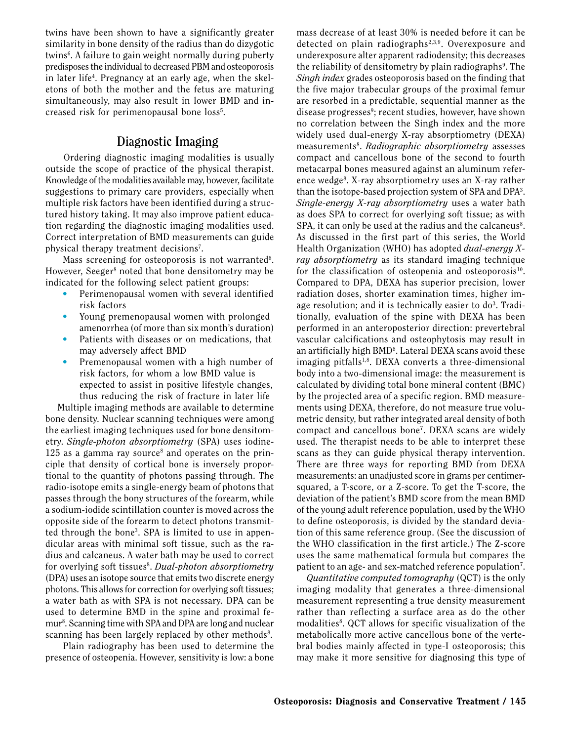twins have been shown to have a significantly greater similarity in bone density of the radius than do dizygotic twins[6]. A failure to gain weight normally during puberty predisposes the individual to decreased PBM and osteoporosis in later life[4]. Pregnancy at an early age, when the skeletons of both the mother and the fetus are maturing simultaneously, may also result in lower BMD and increased risk for perimenopausal bone loss[5].

## Diagnostic Imaging

Ordering diagnostic imaging modalities is usually outside the scope of practice of the physical therapist. Knowledge of the modalities available may, however, facilitate suggestions to primary care providers, especially when multiple risk factors have been identified during a structured history taking. It may also improve patient education regarding the diagnostic imaging modalities used. Correct interpretation of BMD measurements can guide physical therapy treatment decisions[7].

Mass screening for osteoporosis is not warranted[8]. However, Seeger[8] noted that bone densitometry may be indicated for the following select patient groups:

- Perimenopausal women with several identified risk factors
- Young premenopausal women with prolonged amenorrhea (of more than six month's duration)
- Patients with diseases or on medications, that may adversely affect BMD
- Premenopausal women with a high number of risk factors, for whom a low BMD value is expected to assist in positive lifestyle changes, thus reducing the risk of fracture in later life

Multiple imaging methods are available to determine bone density. Nuclear scanning techniques were among the earliest imaging techniques used for bone densitometry. *Single-photon absorptiometry* (SPA) uses iodine-125 as a gamma ray source[8] and operates on the principle that density of cortical bone is inversely proportional to the quantity of photons passing through. The radio-isotope emits a single-energy beam of photons that passes through the bony structures of the forearm, while a sodium-iodide scintillation counter is moved across the opposite side of the forearm to detect photons transmitted through the bone[3]. SPA is limited to use in appendicular areas with minimal soft tissue, such as the radius and calcaneus. A water bath may be used to correct for overlying soft tissues[8]. *Dual-photon absorptiometry* (DPA) uses an isotope source that emits two discrete energy photons. This allows for correction for overlying soft tissues; a water bath as with SPA is not necessary. DPA can be used to determine BMD in the spine and proximal femur[8]. Scanning time with SPA and DPA are long and nuclear scanning has been largely replaced by other methods[8].

Plain radiography has been used to determine the presence of osteopenia. However, sensitivity is low: a bone mass decrease of at least 30% is needed before it can be detected on plain radiographs[2,3,9]. Overexposure and underexposure alter apparent radiodensity; this decreases the reliability of densitometry by plain radiographs[9]. The *Singh index* grades osteoporosis based on the finding that the five major trabecular groups of the proximal femur are resorbed in a predictable, sequential manner as the disease progresses[9]; recent studies, however, have shown no correlation between the Singh index and the more widely used dual-energy X-ray absorptiometry (DEXA) measurements[8]. *Radiographic absorptiometry* assesses compact and cancellous bone of the second to fourth metacarpal bones measured against an aluminum reference wedge[8]. X-ray absorptiometry uses an X-ray rather than the isotope-based projection system of SPA and DPA[3]. *Single-energy X-ray absorptiometry* uses a water bath as does SPA to correct for overlying soft tissue; as with SPA, it can only be used at the radius and the calcaneus[8]. As discussed in the first part of this series, the World Health Organization (WHO) has adopted *dual-energy X-ray absorptiometry* as its standard imaging technique for the classification of osteopenia and osteoporosis[10]. Compared to DPA, DEXA has superior precision, lower radiation doses, shorter examination times, higher image resolution; and it is technically easier to do[3]. Traditionally, evaluation of the spine with DEXA has been performed in an anteroposterior direction: prevertebral vascular calcifications and osteophytosis may result in an artificially high BMD[8]. Lateral DEXA scans avoid these imaging pitfalls[1,8]. DEXA converts a three-dimensional body into a two-dimensional image: the measurement is calculated by dividing total bone mineral content (BMC) by the projected area of a specific region. BMD measurements using DEXA, therefore, do not measure true volumetric density, but rather integrated areal density of both compact and cancellous bone[7]. DEXA scans are widely used. The therapist needs to be able to interpret these scans as they can guide physical therapy intervention. There are three ways for reporting BMD from DEXA measurements: an unadjusted score in grams per centimer-squared, a T-score, or a Z-score. To get the T-score, the deviation of the patient's BMD score from the mean BMD of the young adult reference population, used by the WHO to define osteoporosis, is divided by the standard deviation of this same reference group. (See the discussion of the WHO classification in the first article.) The Z-score uses the same mathematical formula but compares the patient to an age- and sex-matched reference population[7].

*Quantitative computed tomography* (QCT) is the only imaging modality that generates a three-dimensional measurement representing a true density measurement rather than reflecting a surface area as do the other modalities[8]. QCT allows for specific visualization of the metabolically more active cancellous bone of the vertebral bodies mainly affected in type-I osteoporosis; this may make it more sensitive for diagnosing this type of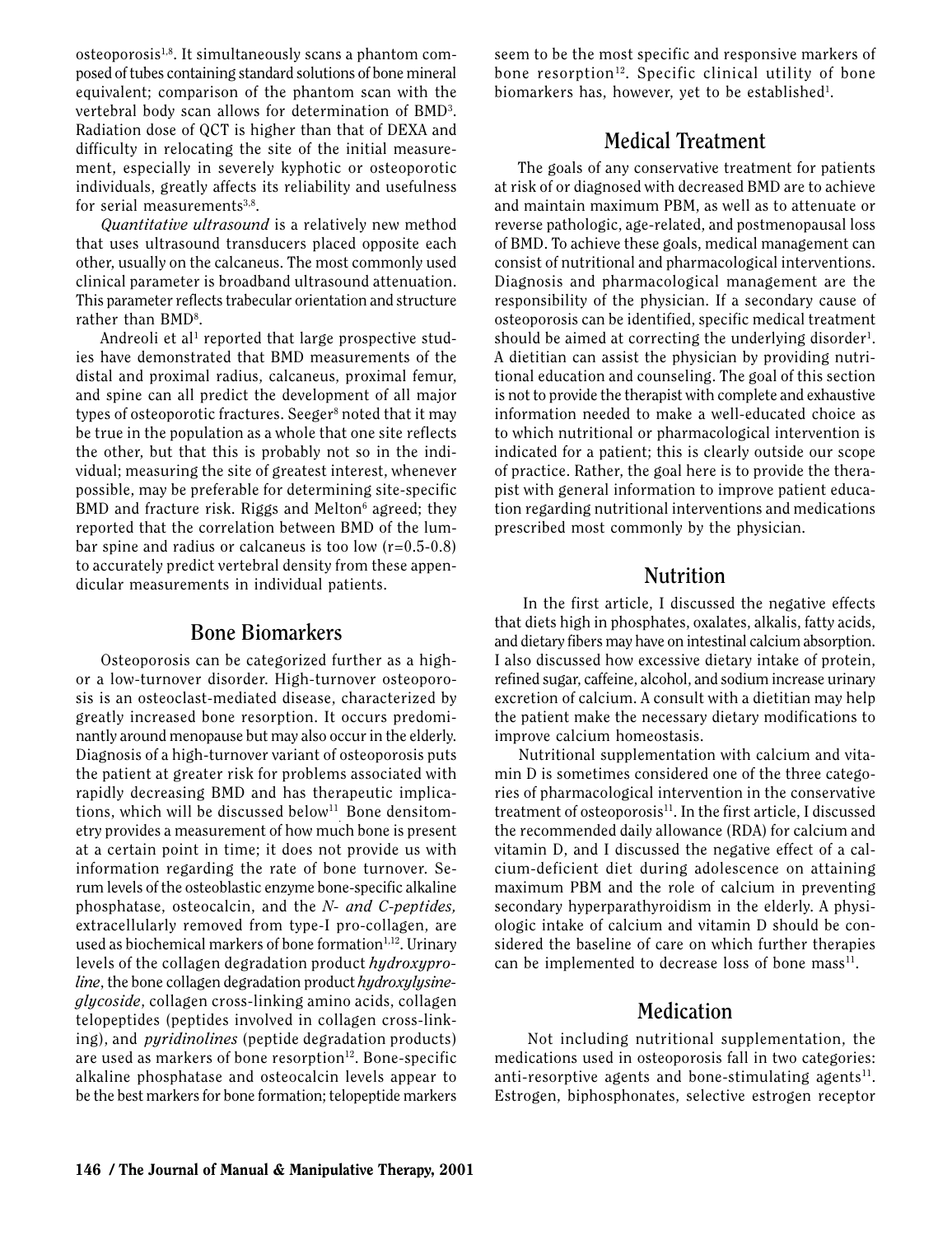osteoporosis[1,8]. It simultaneously scans a phantom composed of tubes containing standard solutions of bone mineral equivalent; comparison of the phantom scan with the vertebral body scan allows for determination of BMD[3]. Radiation dose of QCT is higher than that of DEXA and difficulty in relocating the site of the initial measurement, especially in severely kyphotic or osteoporotic individuals, greatly affects its reliability and usefulness for serial measurements[3,8].

*Quantitative ultrasound* is a relatively new method that uses ultrasound transducers placed opposite each other, usually on the calcaneus. The most commonly used clinical parameter is broadband ultrasound attenuation. This parameter reflects trabecular orientation and structure rather than BMD[8].

Andreoli et al[1] reported that large prospective studies have demonstrated that BMD measurements of the distal and proximal radius, calcaneus, proximal femur, and spine can all predict the development of all major types of osteoporotic fractures. Seeger[8] noted that it may be true in the population as a whole that one site reflects the other, but that this is probably not so in the individual; measuring the site of greatest interest, whenever possible, may be preferable for determining site-specific BMD and fracture risk. Riggs and Melton[6] agreed; they reported that the correlation between BMD of the lumbar spine and radius or calcaneus is too low ($r=0.5$-$0.8$) to accurately predict vertebral density from these appendicular measurements in individual patients.

## Bone Biomarkers

Osteoporosis can be categorized further as a high- or a low-turnover disorder. High-turnover osteoporosis is an osteoclast-mediated disease, characterized by greatly increased bone resorption. It occurs predominantly around menopause but may also occur in the elderly. Diagnosis of a high-turnover variant of osteoporosis puts the patient at greater risk for problems associated with rapidly decreasing BMD and has therapeutic implications, which will be discussed below[11]. Bone densitometry provides a measurement of how much bone is present at a certain point in time; it does not provide us with information regarding the rate of bone turnover. Serum levels of the osteoblastic enzyme bone-specific alkaline phosphatase, osteocalcin, and the *N- and C-peptides,* extracellularly removed from type-I pro-collagen, are used as biochemical markers of bone formation[1,12]. Urinary levels of the collagen degradation product *hydroxyproline*, the bone collagen degradation product *hydroxylysine-glycoside*, collagen cross-linking amino acids, collagen telopeptides (peptides involved in collagen cross-linking), and *pyridinolines* (peptide degradation products) are used as markers of bone resorption[12]. Bone-specific alkaline phosphatase and osteocalcin levels appear to be the best markers for bone formation; telopeptide markers seem to be the most specific and responsive markers of bone resorption[12]. Specific clinical utility of bone biomarkers has, however, yet to be established[1].

## Medical Treatment

The goals of any conservative treatment for patients at risk of or diagnosed with decreased BMD are to achieve and maintain maximum PBM, as well as to attenuate or reverse pathologic, age-related, and postmenopausal loss of BMD. To achieve these goals, medical management can consist of nutritional and pharmacological interventions. Diagnosis and pharmacological management are the responsibility of the physician. If a secondary cause of osteoporosis can be identified, specific medical treatment should be aimed at correcting the underlying disorder[1]. A dietitian can assist the physician by providing nutritional education and counseling. The goal of this section is not to provide the therapist with complete and exhaustive information needed to make a well-educated choice as to which nutritional or pharmacological intervention is indicated for a patient; this is clearly outside our scope of practice. Rather, the goal here is to provide the therapist with general information to improve patient education regarding nutritional interventions and medications prescribed most commonly by the physician.

## Nutrition

In the first article, I discussed the negative effects that diets high in phosphates, oxalates, alkalis, fatty acids, and dietary fibers may have on intestinal calcium absorption. I also discussed how excessive dietary intake of protein, refined sugar, caffeine, alcohol, and sodium increase urinary excretion of calcium. A consult with a dietitian may help the patient make the necessary dietary modifications to improve calcium homeostasis.

Nutritional supplementation with calcium and vitamin D is sometimes considered one of the three categories of pharmacological intervention in the conservative treatment of osteoporosis[11]. In the first article, I discussed the recommended daily allowance (RDA) for calcium and vitamin D, and I discussed the negative effect of a calcium-deficient diet during adolescence on attaining maximum PBM and the role of calcium in preventing secondary hyperparathyroidism in the elderly. A physiologic intake of calcium and vitamin D should be considered the baseline of care on which further therapies can be implemented to decrease loss of bone mass[11].

## Medication

Not including nutritional supplementation, the medications used in osteoporosis fall in two categories: anti-resorptive agents and bone-stimulating agents[11]. Estrogen, biphosphonates, selective estrogen receptor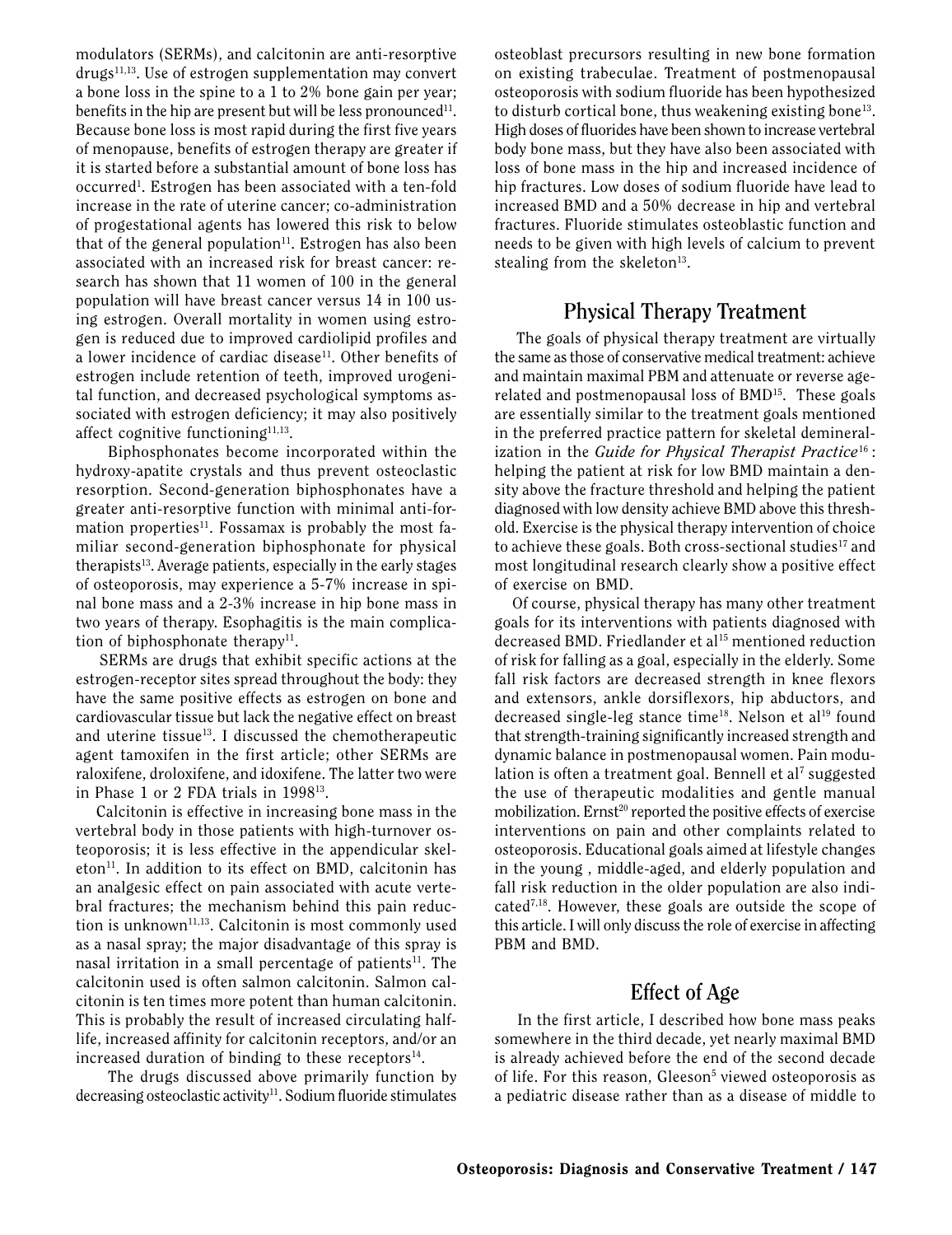modulators (SERMs), and calcitonin are anti-resorptive drugs[11,13]. Use of estrogen supplementation may convert a bone loss in the spine to a 1 to 2% bone gain per year; benefits in the hip are present but will be less pronounced[11]. Because bone loss is most rapid during the first five years of menopause, benefits of estrogen therapy are greater if it is started before a substantial amount of bone loss has occurred[1]. Estrogen has been associated with a ten-fold increase in the rate of uterine cancer; co-administration of progestational agents has lowered this risk to below that of the general population[11]. Estrogen has also been associated with an increased risk for breast cancer: research has shown that 11 women of 100 in the general population will have breast cancer versus 14 in 100 using estrogen. Overall mortality in women using estrogen is reduced due to improved cardiolipid profiles and a lower incidence of cardiac disease[11]. Other benefits of estrogen include retention of teeth, improved urogenital function, and decreased psychological symptoms associated with estrogen deficiency; it may also positively affect cognitive functioning[11,13].

Biphosphonates become incorporated within the hydroxy-apatite crystals and thus prevent osteoclastic resorption. Second-generation biphosphonates have a greater anti-resorptive function with minimal anti-formation properties[11]. Fossamax is probably the most familiar second-generation biphosphonate for physical therapists[13]. Average patients, especially in the early stages of osteoporosis, may experience a 5-7% increase in spinal bone mass and a 2-3% increase in hip bone mass in two years of therapy. Esophagitis is the main complication of biphosphonate therapy[11].

SERMs are drugs that exhibit specific actions at the estrogen-receptor sites spread throughout the body: they have the same positive effects as estrogen on bone and cardiovascular tissue but lack the negative effect on breast and uterine tissue[13]. I discussed the chemotherapeutic agent tamoxifen in the first article; other SERMs are raloxifene, droloxifene, and idoxifene. The latter two were in Phase 1 or 2 FDA trials in 1998[13].

Calcitonin is effective in increasing bone mass in the vertebral body in those patients with high-turnover osteoporosis; it is less effective in the appendicular skeleton[11]. In addition to its effect on BMD, calcitonin has an analgesic effect on pain associated with acute vertebral fractures; the mechanism behind this pain reduction is unknown[11,13]. Calcitonin is most commonly used as a nasal spray; the major disadvantage of this spray is nasal irritation in a small percentage of patients[11]. The calcitonin used is often salmon calcitonin. Salmon calcitonin is ten times more potent than human calcitonin. This is probably the result of increased circulating half-life, increased affinity for calcitonin receptors, and/or an increased duration of binding to these receptors[14].

The drugs discussed above primarily function by decreasing osteoclastic activity[11]. Sodium fluoride stimulates osteoblast precursors resulting in new bone formation on existing trabeculae. Treatment of postmenopausal osteoporosis with sodium fluoride has been hypothesized to disturb cortical bone, thus weakening existing bone[13]. High doses of fluorides have been shown to increase vertebral body bone mass, but they have also been associated with loss of bone mass in the hip and increased incidence of hip fractures. Low doses of sodium fluoride have lead to increased BMD and a 50% decrease in hip and vertebral fractures. Fluoride stimulates osteoblastic function and needs to be given with high levels of calcium to prevent stealing from the skeleton[13].

## Physical Therapy Treatment

The goals of physical therapy treatment are virtually the same as those of conservative medical treatment: achieve and maintain maximal PBM and attenuate or reverse age-related and postmenopausal loss of BMD[15]. These goals are essentially similar to the treatment goals mentioned in the preferred practice pattern for skeletal demineralization in the *Guide for Physical Therapist Practice*[16]: helping the patient at risk for low BMD maintain a density above the fracture threshold and helping the patient diagnosed with low density achieve BMD above this threshold. Exercise is the physical therapy intervention of choice to achieve these goals. Both cross-sectional studies[17] and most longitudinal research clearly show a positive effect of exercise on BMD.

Of course, physical therapy has many other treatment goals for its interventions with patients diagnosed with decreased BMD. Friedlander et al[15] mentioned reduction of risk for falling as a goal, especially in the elderly. Some fall risk factors are decreased strength in knee flexors and extensors, ankle dorsiflexors, hip abductors, and decreased single-leg stance time[18]. Nelson et al[19] found that strength-training significantly increased strength and dynamic balance in postmenopausal women. Pain modulation is often a treatment goal. Bennell et al[7] suggested the use of therapeutic modalities and gentle manual mobilization. Ernst[20] reported the positive effects of exercise interventions on pain and other complaints related to osteoporosis. Educational goals aimed at lifestyle changes in the young , middle-aged, and elderly population and fall risk reduction in the older population are also indicated[7,18]. However, these goals are outside the scope of this article. I will only discuss the role of exercise in affecting PBM and BMD.

## Effect of Age

In the first article, I described how bone mass peaks somewhere in the third decade, yet nearly maximal BMD is already achieved before the end of the second decade of life. For this reason, Gleeson[5] viewed osteoporosis as a pediatric disease rather than as a disease of middle to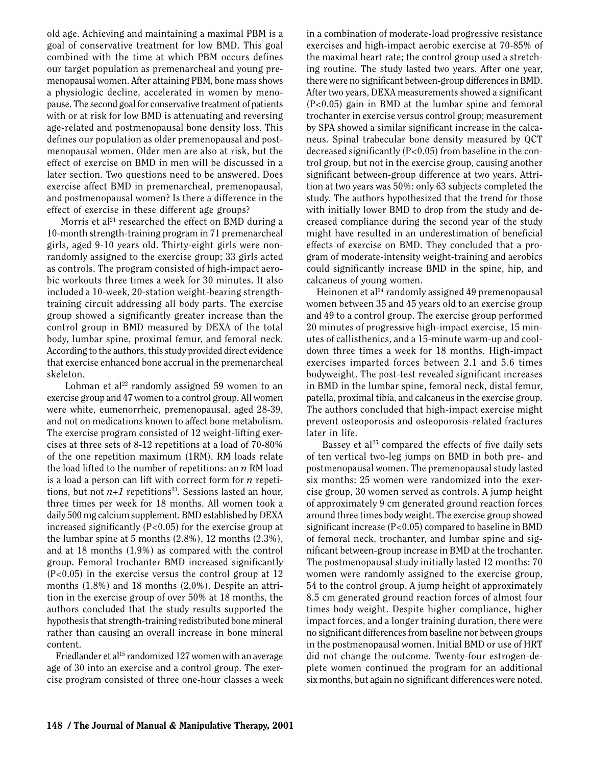old age. Achieving and maintaining a maximal PBM is a goal of conservative treatment for low BMD. This goal combined with the time at which PBM occurs defines our target population as premenarcheal and young premenopausal women. After attaining PBM, bone mass shows a physiologic decline, accelerated in women by menopause. The second goal for conservative treatment of patients with or at risk for low BMD is attenuating and reversing age-related and postmenopausal bone density loss. This defines our population as older premenopausal and postmenopausal women. Older men are also at risk, but the effect of exercise on BMD in men will be discussed in a later section. Two questions need to be answered. Does exercise affect BMD in premenarcheal, premenopausal, and postmenopausal women? Is there a difference in the effect of exercise in these different age groups?

Morris et al[21] researched the effect on BMD during a 10-month strength-training program in 71 premenarcheal girls, aged 9-10 years old. Thirty-eight girls were nonrandomly assigned to the exercise group; 33 girls acted as controls. The program consisted of high-impact aerobic workouts three times a week for 30 minutes. It also included a 10-week, 20-station weight-bearing strength-training circuit addressing all body parts. The exercise group showed a significantly greater increase than the control group in BMD measured by DEXA of the total body, lumbar spine, proximal femur, and femoral neck. According to the authors, this study provided direct evidence that exercise enhanced bone accrual in the premenarcheal skeleton.

Lohman et al[22] randomly assigned 59 women to an exercise group and 47 women to a control group. All women were white, eumenorrheic, premenopausal, aged 28-39, and not on medications known to affect bone metabolism. The exercise program consisted of 12 weight-lifting exercises at three sets of 8-12 repetitions at a load of 70-80% of the one repetition maximum (1RM). RM loads relate the load lifted to the number of repetitions: an *n* RM load is a load a person can lift with correct form for *n* repetitions, but not $n+1$ repetitions[23]. Sessions lasted an hour, three times per week for 18 months. All women took a daily 500 mg calcium supplement. BMD established by DEXA increased significantly ($P<0.05$) for the exercise group at the lumbar spine at 5 months (2.8%), 12 months (2.3%), and at 18 months (1.9%) as compared with the control group. Femoral trochanter BMD increased significantly ($P<0.05$) in the exercise versus the control group at 12 months (1.8%) and 18 months (2.0%). Despite an attrition in the exercise group of over 50% at 18 months, the authors concluded that the study results supported the hypothesis that strength-training redistributed bone mineral rather than causing an overall increase in bone mineral content.

Friedlander et al[15] randomized 127 women with an average age of 30 into an exercise and a control group. The exercise program consisted of three one-hour classes a week in a combination of moderate-load progressive resistance exercises and high-impact aerobic exercise at 70-85% of the maximal heart rate; the control group used a stretching routine. The study lasted two years. After one year, there were no significant between-group differences in BMD. After two years, DEXA measurements showed a significant ($P<0.05$) gain in BMD at the lumbar spine and femoral trochanter in exercise versus control group; measurement by SPA showed a similar significant increase in the calcaneus. Spinal trabecular bone density measured by QCT decreased significantly ($P<0.05$) from baseline in the control group, but not in the exercise group, causing another significant between-group difference at two years. Attrition at two years was 50%: only 63 subjects completed the study. The authors hypothesized that the trend for those with initially lower BMD to drop from the study and decreased compliance during the second year of the study might have resulted in an underestimation of beneficial effects of exercise on BMD. They concluded that a program of moderate-intensity weight-training and aerobics could significantly increase BMD in the spine, hip, and calcaneus of young women.

Heinonen et al[24] randomly assigned 49 premenopausal women between 35 and 45 years old to an exercise group and 49 to a control group. The exercise group performed 20 minutes of progressive high-impact exercise, 15 minutes of callisthenics, and a 15-minute warm-up and cool-down three times a week for 18 months. High-impact exercises imparted forces between 2.1 and 5.6 times bodyweight. The post-test revealed significant increases in BMD in the lumbar spine, femoral neck, distal femur, patella, proximal tibia, and calcaneus in the exercise group. The authors concluded that high-impact exercise might prevent osteoporosis and osteoporosis-related fractures later in life.

Bassey et al[25] compared the effects of five daily sets of ten vertical two-leg jumps on BMD in both pre- and postmenopausal women. The premenopausal study lasted six months: 25 women were randomized into the exercise group, 30 women served as controls. A jump height of approximately 9 cm generated ground reaction forces around three times body weight. The exercise group showed significant increase ($P<0.05$) compared to baseline in BMD of femoral neck, trochanter, and lumbar spine and significant between-group increase in BMD at the trochanter. The postmenopausal study initially lasted 12 months: 70 women were randomly assigned to the exercise group, 54 to the control group. A jump height of approximately 8.5 cm generated ground reaction forces of almost four times body weight. Despite higher compliance, higher impact forces, and a longer training duration, there were no significant differences from baseline nor between groups in the postmenopausal women. Initial BMD or use of HRT did not change the outcome. Twenty-four estrogen-deplete women continued the program for an additional six months, but again no significant differences were noted.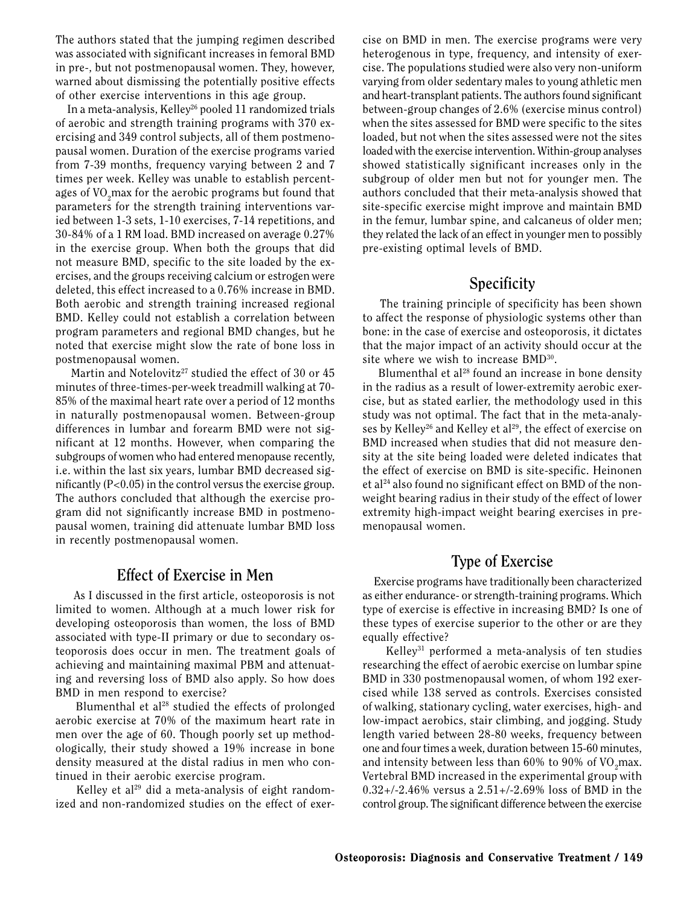The authors stated that the jumping regimen described was associated with significant increases in femoral BMD in pre-, but not postmenopausal women. They, however, warned about dismissing the potentially positive effects of other exercise interventions in this age group.

In a meta-analysis, Kelley[26] pooled 11 randomized trials of aerobic and strength training programs with 370 exercising and 349 control subjects, all of them postmenopausal women. Duration of the exercise programs varied from 7-39 months, frequency varying between 2 and 7 times per week. Kelley was unable to establish percentages of $VO_2$max for the aerobic programs but found that parameters for the strength training interventions varied between 1-3 sets, 1-10 exercises, 7-14 repetitions, and 30-84% of a 1 RM load. BMD increased on average 0.27% in the exercise group. When both the groups that did not measure BMD, specific to the site loaded by the exercises, and the groups receiving calcium or estrogen were deleted, this effect increased to a 0.76% increase in BMD. Both aerobic and strength training increased regional BMD. Kelley could not establish a correlation between program parameters and regional BMD changes, but he noted that exercise might slow the rate of bone loss in postmenopausal women.

Martin and Notelovitz[27] studied the effect of 30 or 45 minutes of three-times-per-week treadmill walking at 70-85% of the maximal heart rate over a period of 12 months in naturally postmenopausal women. Between-group differences in lumbar and forearm BMD were not significant at 12 months. However, when comparing the subgroups of women who had entered menopause recently, i.e. within the last six years, lumbar BMD decreased significantly ($P<0.05$) in the control versus the exercise group. The authors concluded that although the exercise program did not significantly increase BMD in postmenopausal women, training did attenuate lumbar BMD loss in recently postmenopausal women.

## Effect of Exercise in Men

As I discussed in the first article, osteoporosis is not limited to women. Although at a much lower risk for developing osteoporosis than women, the loss of BMD associated with type-II primary or due to secondary osteoporosis does occur in men. The treatment goals of achieving and maintaining maximal PBM and attenuating and reversing loss of BMD also apply. So how does BMD in men respond to exercise?

Blumenthal et al[28] studied the effects of prolonged aerobic exercise at 70% of the maximum heart rate in men over the age of 60. Though poorly set up methodologically, their study showed a 19% increase in bone density measured at the distal radius in men who continued in their aerobic exercise program.

Kelley et al[29] did a meta-analysis of eight randomized and non-randomized studies on the effect of exercise on BMD in men. The exercise programs were very heterogenous in type, frequency, and intensity of exercise. The populations studied were also very non-uniform varying from older sedentary males to young athletic men and heart-transplant patients. The authors found significant between-group changes of 2.6% (exercise minus control) when the sites assessed for BMD were specific to the sites loaded, but not when the sites assessed were not the sites loaded with the exercise intervention. Within-group analyses showed statistically significant increases only in the subgroup of older men but not for younger men. The authors concluded that their meta-analysis showed that site-specific exercise might improve and maintain BMD in the femur, lumbar spine, and calcaneus of older men; they related the lack of an effect in younger men to possibly pre-existing optimal levels of BMD.

## Specificity

The training principle of specificity has been shown to affect the response of physiologic systems other than bone: in the case of exercise and osteoporosis, it dictates that the major impact of an activity should occur at the site where we wish to increase BMD[30].

Blumenthal et al[28] found an increase in bone density in the radius as a result of lower-extremity aerobic exercise, but as stated earlier, the methodology used in this study was not optimal. The fact that in the meta-analyses by Kelley[26] and Kelley et al[29], the effect of exercise on BMD increased when studies that did not measure density at the site being loaded were deleted indicates that the effect of exercise on BMD is site-specific. Heinonen et al[24] also found no significant effect on BMD of the non-weight bearing radius in their study of the effect of lower extremity high-impact weight bearing exercises in premenopausal women.

## Type of Exercise

Exercise programs have traditionally been characterized as either endurance- or strength-training programs. Which type of exercise is effective in increasing BMD? Is one of these types of exercise superior to the other or are they equally effective?

Kelley[31] performed a meta-analysis of ten studies researching the effect of aerobic exercise on lumbar spine BMD in 330 postmenopausal women, of whom 192 exercised while 138 served as controls. Exercises consisted of walking, stationary cycling, water exercises, high- and low-impact aerobics, stair climbing, and jogging. Study length varied between 28-80 weeks, frequency between one and four times a week, duration between 15-60 minutes, and intensity between less than 60% to 90% of $VO_2$max. Vertebral BMD increased in the experimental group with 0.32+/-2.46% versus a 2.51+/-2.69% loss of BMD in the control group. The significant difference between the exercise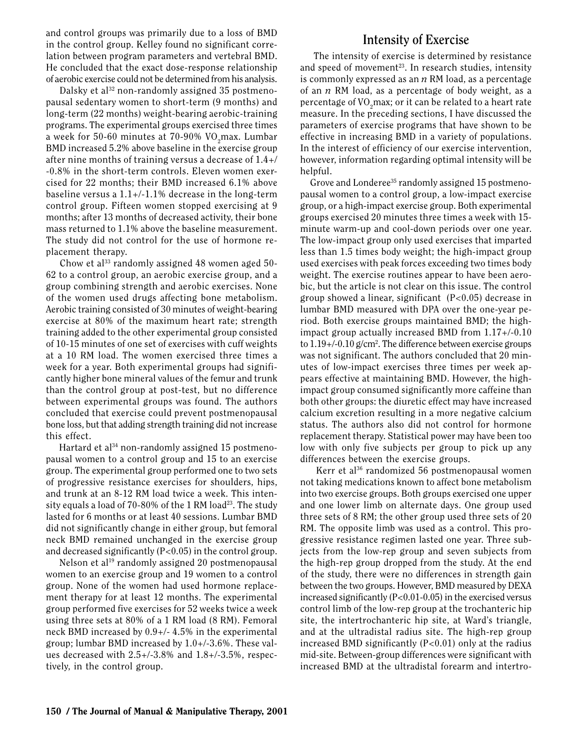and control groups was primarily due to a loss of BMD in the control group. Kelley found no significant correlation between program parameters and vertebral BMD. He concluded that the exact dose-response relationship of aerobic exercise could not be determined from his analysis.

Dalsky et al[32] non-randomly assigned 35 postmenopausal sedentary women to short-term (9 months) and long-term (22 months) weight-bearing aerobic-training programs. The experimental groups exercised three times a week for 50-60 minutes at 70-90% $VO_2$max. Lumbar BMD increased 5.2% above baseline in the exercise group after nine months of training versus a decrease of 1.4+/-0.8% in the short-term controls. Eleven women exercised for 22 months; their BMD increased 6.1% above baseline versus a 1.1+/-1.1% decrease in the long-term control group. Fifteen women stopped exercising at 9 months; after 13 months of decreased activity, their bone mass returned to 1.1% above the baseline measurement. The study did not control for the use of hormone replacement therapy.

Chow et al[33] randomly assigned 48 women aged 50-62 to a control group, an aerobic exercise group, and a group combining strength and aerobic exercises. None of the women used drugs affecting bone metabolism. Aerobic training consisted of 30 minutes of weight-bearing exercise at 80% of the maximum heart rate; strength training added to the other experimental group consisted of 10-15 minutes of one set of exercises with cuff weights at a 10 RM load. The women exercised three times a week for a year. Both experimental groups had significantly higher bone mineral values of the femur and trunk than the control group at post-test, but no difference between experimental groups was found. The authors concluded that exercise could prevent postmenopausal bone loss, but that adding strength training did not increase this effect.

Hartard et al[34] non-randomly assigned 15 postmenopausal women to a control group and 15 to an exercise group. The experimental group performed one to two sets of progressive resistance exercises for shoulders, hips, and trunk at an 8-12 RM load twice a week. This intensity equals a load of 70-80% of the 1 RM load[23]. The study lasted for 6 months or at least 40 sessions. Lumbar BMD did not significantly change in either group, but femoral neck BMD remained unchanged in the exercise group and decreased significantly ($P<0.05$) in the control group.

Nelson et al[19] randomly assigned 20 postmenopausal women to an exercise group and 19 women to a control group. None of the women had used hormone replacement therapy for at least 12 months. The experimental group performed five exercises for 52 weeks twice a week using three sets at 80% of a 1 RM load (8 RM). Femoral neck BMD increased by 0.9+/- 4.5% in the experimental group; lumbar BMD increased by 1.0+/-3.6%. These values decreased with 2.5+/-3.8% and 1.8+/-3.5%, respectively, in the control group.

## Intensity of Exercise

The intensity of exercise is determined by resistance and speed of movement[23]. In research studies, intensity is commonly expressed as an *n* RM load, as a percentage of an *n* RM load, as a percentage of body weight, as a percentage of $VO_2$max; or it can be related to a heart rate measure. In the preceding sections, I have discussed the parameters of exercise programs that have shown to be effective in increasing BMD in a variety of populations. In the interest of efficiency of our exercise intervention, however, information regarding optimal intensity will be helpful.

Grove and Londeree[35] randomly assigned 15 postmenopausal women to a control group, a low-impact exercise group, or a high-impact exercise group. Both experimental groups exercised 20 minutes three times a week with 15-minute warm-up and cool-down periods over one year. The low-impact group only used exercises that imparted less than 1.5 times body weight; the high-impact group used exercises with peak forces exceeding two times body weight. The exercise routines appear to have been aerobic, but the article is not clear on this issue. The control group showed a linear, significant ($P<0.05$) decrease in lumbar BMD measured with DPA over the one-year period. Both exercise groups maintained BMD; the high-impact group actually increased BMD from 1.17+/-0.10 to 1.19+/-0.10 g/cm$^2$. The difference between exercise groups was not significant. The authors concluded that 20 minutes of low-impact exercises three times per week appears effective at maintaining BMD. However, the high-impact group consumed significantly more caffeine than both other groups: the diuretic effect may have increased calcium excretion resulting in a more negative calcium status. The authors also did not control for hormone replacement therapy. Statistical power may have been too low with only five subjects per group to pick up any differences between the exercise groups.

Kerr et al[36] randomized 56 postmenopausal women not taking medications known to affect bone metabolism into two exercise groups. Both groups exercised one upper and one lower limb on alternate days. One group used three sets of 8 RM; the other group used three sets of 20 RM. The opposite limb was used as a control. This progressive resistance regimen lasted one year. Three subjects from the low-rep group and seven subjects from the high-rep group dropped from the study. At the end of the study, there were no differences in strength gain between the two groups. However, BMD measured by DEXA increased significantly ($P<0.01$-$0.05$) in the exercised versus control limb of the low-rep group at the trochanteric hip site, the intertrochanteric hip site, at Ward's triangle, and at the ultradistal radius site. The high-rep group increased BMD significantly ($P<0.01$) only at the radius mid-site. Between-group differences were significant with increased BMD at the ultradistal forearm and intertro-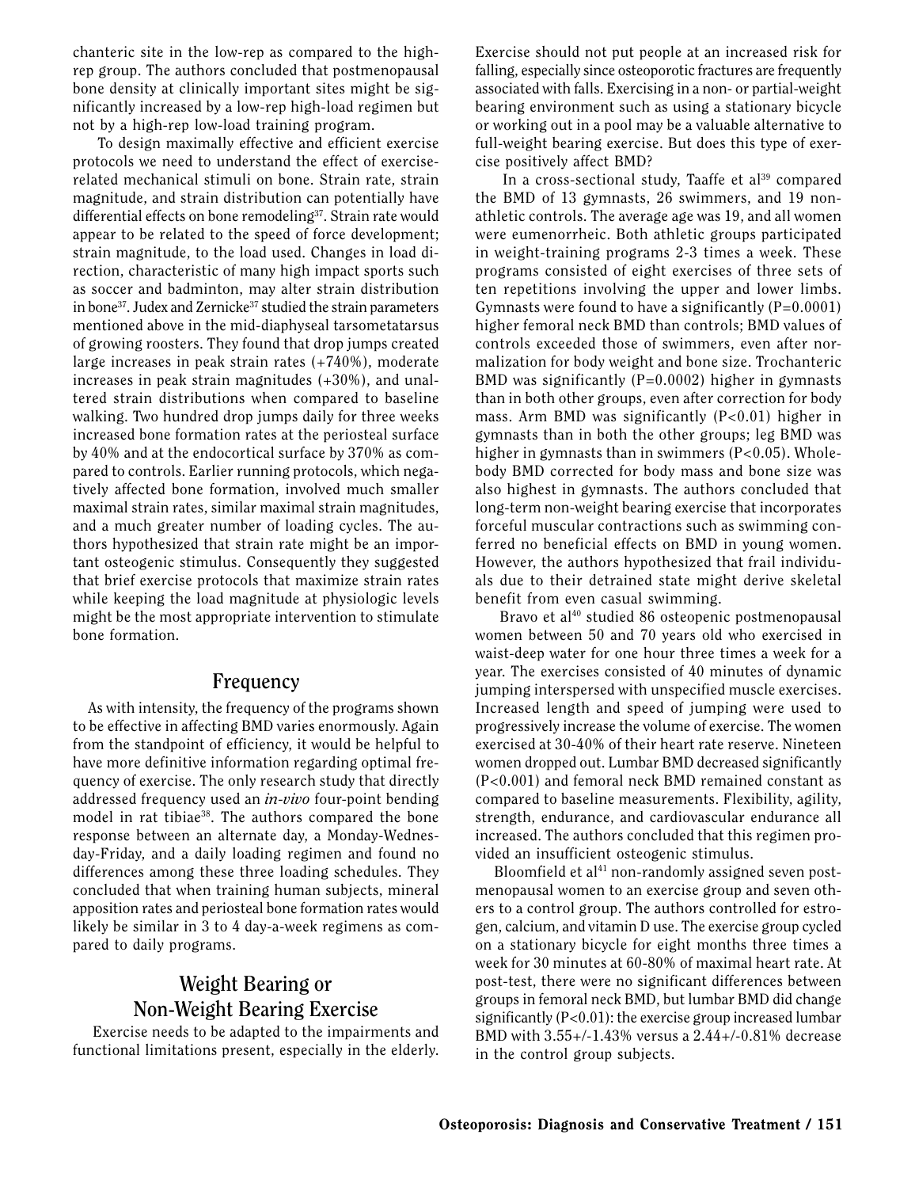chanteric site in the low-rep as compared to the high-rep group. The authors concluded that postmenopausal bone density at clinically important sites might be significantly increased by a low-rep high-load regimen but not by a high-rep low-load training program.

To design maximally effective and efficient exercise protocols we need to understand the effect of exercise-related mechanical stimuli on bone. Strain rate, strain magnitude, and strain distribution can potentially have differential effects on bone remodeling[37]. Strain rate would appear to be related to the speed of force development; strain magnitude, to the load used. Changes in load direction, characteristic of many high impact sports such as soccer and badminton, may alter strain distribution in bone[37]. Judex and Zernicke[37] studied the strain parameters mentioned above in the mid-diaphyseal tarsometatarsus of growing roosters. They found that drop jumps created large increases in peak strain rates (+740%), moderate increases in peak strain magnitudes (+30%), and unaltered strain distributions when compared to baseline walking. Two hundred drop jumps daily for three weeks increased bone formation rates at the periosteal surface by 40% and at the endocortical surface by 370% as compared to controls. Earlier running protocols, which negatively affected bone formation, involved much smaller maximal strain rates, similar maximal strain magnitudes, and a much greater number of loading cycles. The authors hypothesized that strain rate might be an important osteogenic stimulus. Consequently they suggested that brief exercise protocols that maximize strain rates while keeping the load magnitude at physiologic levels might be the most appropriate intervention to stimulate bone formation.

## Frequency

As with intensity, the frequency of the programs shown to be effective in affecting BMD varies enormously. Again from the standpoint of efficiency, it would be helpful to have more definitive information regarding optimal frequency of exercise. The only research study that directly addressed frequency used an *in-vivo* four-point bending model in rat tibiae[38]. The authors compared the bone response between an alternate day, a Monday-Wednesday-Friday, and a daily loading regimen and found no differences among these three loading schedules. They concluded that when training human subjects, mineral apposition rates and periosteal bone formation rates would likely be similar in 3 to 4 day-a-week regimens as compared to daily programs.

## Weight Bearing or Non-Weight Bearing Exercise

Exercise needs to be adapted to the impairments and functional limitations present, especially in the elderly. Exercise should not put people at an increased risk for falling, especially since osteoporotic fractures are frequently associated with falls. Exercising in a non- or partial-weight bearing environment such as using a stationary bicycle or working out in a pool may be a valuable alternative to full-weight bearing exercise. But does this type of exercise positively affect BMD?

In a cross-sectional study, Taaffe et al[39] compared the BMD of 13 gymnasts, 26 swimmers, and 19 non-athletic controls. The average age was 19, and all women were eumenorrheic. Both athletic groups participated in weight-training programs 2-3 times a week. These programs consisted of eight exercises of three sets of ten repetitions involving the upper and lower limbs. Gymnasts were found to have a significantly ($P=0.0001$) higher femoral neck BMD than controls; BMD values of controls exceeded those of swimmers, even after normalization for body weight and bone size. Trochanteric BMD was significantly ($P=0.0002$) higher in gymnasts than in both other groups, even after correction for body mass. Arm BMD was significantly ($P<0.01$) higher in gymnasts than in both the other groups; leg BMD was higher in gymnasts than in swimmers ($P<0.05$). Whole-body BMD corrected for body mass and bone size was also highest in gymnasts. The authors concluded that long-term non-weight bearing exercise that incorporates forceful muscular contractions such as swimming conferred no beneficial effects on BMD in young women. However, the authors hypothesized that frail individuals due to their detrained state might derive skeletal benefit from even casual swimming.

Bravo et al[40] studied 86 osteopenic postmenopausal women between 50 and 70 years old who exercised in waist-deep water for one hour three times a week for a year. The exercises consisted of 40 minutes of dynamic jumping interspersed with unspecified muscle exercises. Increased length and speed of jumping were used to progressively increase the volume of exercise. The women exercised at 30-40% of their heart rate reserve. Nineteen women dropped out. Lumbar BMD decreased significantly ($P<0.001$) and femoral neck BMD remained constant as compared to baseline measurements. Flexibility, agility, strength, endurance, and cardiovascular endurance all increased. The authors concluded that this regimen provided an insufficient osteogenic stimulus.

Bloomfield et al[41] non-randomly assigned seven postmenopausal women to an exercise group and seven others to a control group. The authors controlled for estrogen, calcium, and vitamin D use. The exercise group cycled on a stationary bicycle for eight months three times a week for 30 minutes at 60-80% of maximal heart rate. At post-test, there were no significant differences between groups in femoral neck BMD, but lumbar BMD did change significantly ($P<0.01$): the exercise group increased lumbar BMD with 3.55+/-1.43% versus a 2.44+/-0.81% decrease in the control group subjects.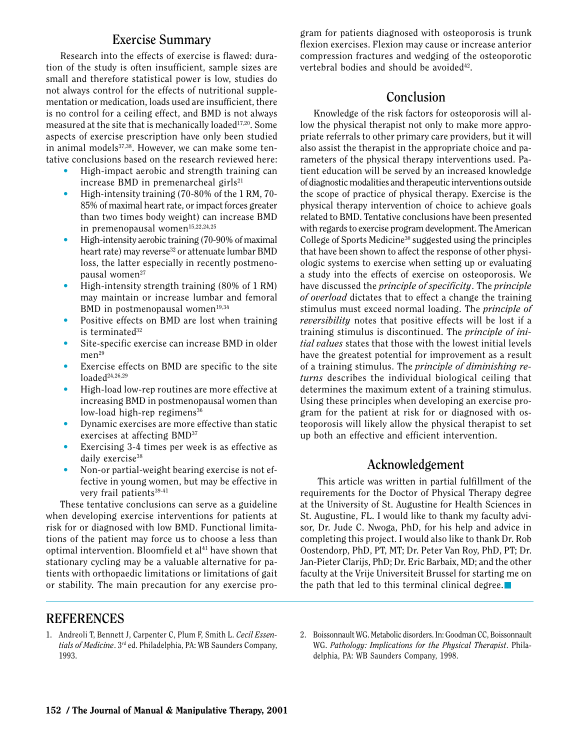## Exercise Summary

Research into the effects of exercise is flawed: duration of the study is often insufficient, sample sizes are small and therefore statistical power is low, studies do not always control for the effects of nutritional supplementation or medication, loads used are insufficient, there is no control for a ceiling effect, and BMD is not always measured at the site that is mechanically loaded[17,20]. Some aspects of exercise prescription have only been studied in animal models[37,38]. However, we can make some tentative conclusions based on the research reviewed here:

- High-impact aerobic and strength training can increase BMD in premenarcheal girls[21]
- High-intensity training (70-80% of the 1 RM, 70-85% of maximal heart rate, or impact forces greater than two times body weight) can increase BMD in premenopausal women[15,22,24,25]
- High-intensity aerobic training (70-90% of maximal heart rate) may reverse[32] or attenuate lumbar BMD loss, the latter especially in recently postmenopausal women[27]
- High-intensity strength training (80% of 1 RM) may maintain or increase lumbar and femoral BMD in postmenopausal women[19,34]
- Positive effects on BMD are lost when training is terminated[32]
- Site-specific exercise can increase BMD in older men[29]
- Exercise effects on BMD are specific to the site loaded[24,26,29]
- High-load low-rep routines are more effective at increasing BMD in postmenopausal women than low-load high-rep regimens[36]
- Dynamic exercises are more effective than static exercises at affecting BMD[37]
- Exercising 3-4 times per week is as effective as daily exercise[38]
- Non-or partial-weight bearing exercise is not effective in young women, but may be effective in very frail patients[39-41]

These tentative conclusions can serve as a guideline when developing exercise interventions for patients at risk for or diagnosed with low BMD. Functional limitations of the patient may force us to choose a less than optimal intervention. Bloomfield et al[41] have shown that stationary cycling may be a valuable alternative for patients with orthopaedic limitations or limitations of gait or stability. The main precaution for any exercise program for patients diagnosed with osteoporosis is trunk flexion exercises. Flexion may cause or increase anterior compression fractures and wedging of the osteoporotic vertebral bodies and should be avoided[42].

## Conclusion

Knowledge of the risk factors for osteoporosis will allow the physical therapist not only to make more appropriate referrals to other primary care providers, but it will also assist the therapist in the appropriate choice and parameters of the physical therapy interventions used. Patient education will be served by an increased knowledge of diagnostic modalities and therapeutic interventions outside the scope of practice of physical therapy. Exercise is the physical therapy intervention of choice to achieve goals related to BMD. Tentative conclusions have been presented with regards to exercise program development. The American College of Sports Medicine[30] suggested using the principles that have been shown to affect the response of other physiologic systems to exercise when setting up or evaluating a study into the effects of exercise on osteoporosis. We have discussed the *principle of specificity*. The *principle of overload* dictates that to effect a change the training stimulus must exceed normal loading. The *principle of reversibility* notes that positive effects will be lost if a training stimulus is discontinued. The *principle of initial values* states that those with the lowest initial levels have the greatest potential for improvement as a result of a training stimulus. The *principle of diminishing returns* describes the individual biological ceiling that determines the maximum extent of a training stimulus. Using these principles when developing an exercise program for the patient at risk for or diagnosed with osteoporosis will likely allow the physical therapist to set up both an effective and efficient intervention.

## Acknowledgement

This article was written in partial fulfillment of the requirements for the Doctor of Physical Therapy degree at the University of St. Augustine for Health Sciences in St. Augustine, FL. I would like to thank my faculty advisor, Dr. Jude C. Nwoga, PhD, for his help and advice in completing this project. I would also like to thank Dr. Rob Oostendorp, PhD, PT, MT; Dr. Peter Van Roy, PhD, PT; Dr. Jan-Pieter Clarijs, PhD; Dr. Eric Barbaix, MD; and the other faculty at the Vrije Universiteit Brussel for starting me on the path that led to this terminal clinical degree.

## REFERENCES

1. Andreoli T, Bennett J, Carpenter C, Plum F, Smith L. *Cecil Essentials of Medicine*. 3rd ed. Philadelphia, PA: WB Saunders Company, 1993.
2. Boissonnault WG. Metabolic disorders. In: Goodman CC, Boissonnault WG. *Pathology: Implications for the Physical Therapist*. Philadelphia, PA: WB Saunders Company, 1998.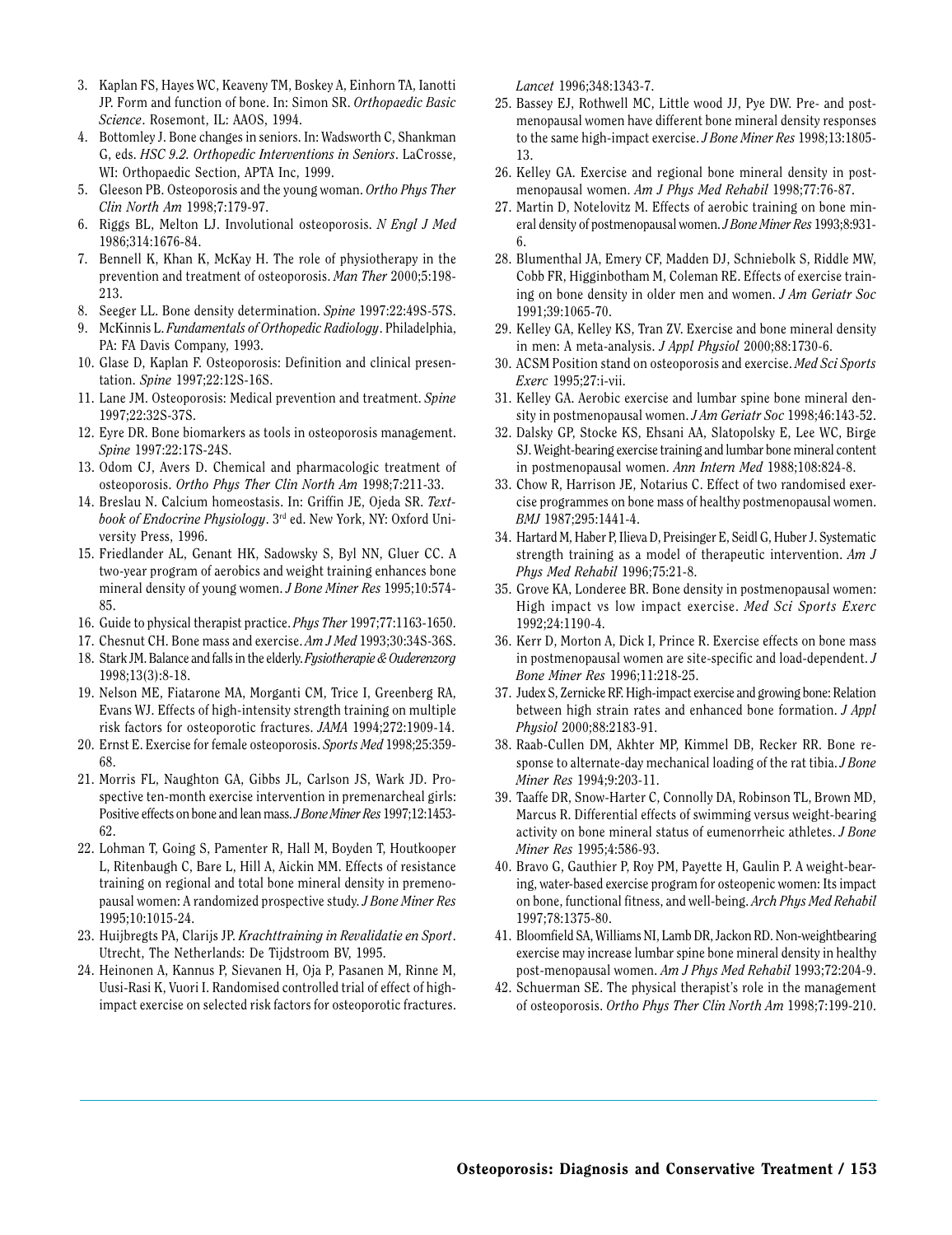3. Kaplan FS, Hayes WC, Keaveny TM, Boskey A, Einhorn TA, Ianotti JP. Form and function of bone. In: Simon SR. *Orthopaedic Basic Science*. Rosemont, IL: AAOS, 1994.
4. Bottomley J. Bone changes in seniors. In: Wadsworth C, Shankman G, eds. *HSC 9.2. Orthopedic Interventions in Seniors*. LaCrosse, WI: Orthopaedic Section, APTA Inc, 1999.
5. Gleeson PB. Osteoporosis and the young woman. *Ortho Phys Ther Clin North Am* 1998;7:179-97.
6. Riggs BL, Melton LJ. Involutional osteoporosis. *N Engl J Med* 1986;314:1676-84.
7. Bennell K, Khan K, McKay H. The role of physiotherapy in the prevention and treatment of osteoporosis. *Man Ther* 2000;5:198-213.
8. Seeger LL. Bone density determination. *Spine* 1997:22:49S-57S.
9. McKinnis L. *Fundamentals of Orthopedic Radiology*. Philadelphia, PA: FA Davis Company, 1993.
10. Glase D, Kaplan F. Osteoporosis: Definition and clinical presentation. *Spine* 1997;22:12S-16S.
11. Lane JM. Osteoporosis: Medical prevention and treatment. *Spine* 1997;22:32S-37S.
12. Eyre DR. Bone biomarkers as tools in osteoporosis management. *Spine* 1997:22:17S-24S.
13. Odom CJ, Avers D. Chemical and pharmacologic treatment of osteoporosis. *Ortho Phys Ther Clin North Am* 1998;7:211-33.
14. Breslau N. Calcium homeostasis. In: Griffin JE, Ojeda SR. *Textbook of Endocrine Physiology*. 3rd ed. New York, NY: Oxford University Press, 1996.
15. Friedlander AL, Genant HK, Sadowsky S, Byl NN, Gluer CC. A two-year program of aerobics and weight training enhances bone mineral density of young women. *J Bone Miner Res* 1995;10:574-85.
16. Guide to physical therapist practice. *Phys Ther* 1997;77:1163-1650.
17. Chesnut CH. Bone mass and exercise. *Am J Med* 1993;30:34S-36S.
18. Stark JM. Balance and falls in the elderly. *Fysiotherapie & Ouderenzorg* 1998;13(3):8-18.
19. Nelson ME, Fiatarone MA, Morganti CM, Trice I, Greenberg RA, Evans WJ. Effects of high-intensity strength training on multiple risk factors for osteoporotic fractures. *JAMA* 1994;272:1909-14.
20. Ernst E. Exercise for female osteoporosis. *Sports Med* 1998;25:359-68.
21. Morris FL, Naughton GA, Gibbs JL, Carlson JS, Wark JD. Prospective ten-month exercise intervention in premenarcheal girls: Positive effects on bone and lean mass. *J Bone Miner Res* 1997;12:1453-62.
22. Lohman T, Going S, Pamenter R, Hall M, Boyden T, Houtkooper L, Ritenbaugh C, Bare L, Hill A, Aickin MM. Effects of resistance training on regional and total bone mineral density in premenopausal women: A randomized prospective study. *J Bone Miner Res* 1995;10:1015-24.
23. Huijbregts PA, Clarijs JP. *Krachttraining in Revalidatie en Sport*. Utrecht, The Netherlands: De Tijdstroom BV, 1995.
24. Heinonen A, Kannus P, Sievanen H, Oja P, Pasanen M, Rinne M, Uusi-Rasi K, Vuori I. Randomised controlled trial of effect of high-impact exercise on selected risk factors for osteoporotic fractures. *Lancet* 1996;348:1343-7.
25. Bassey EJ, Rothwell MC, Little wood JJ, Pye DW. Pre- and post-menopausal women have different bone mineral density responses to the same high-impact exercise. *J Bone Miner Res* 1998;13:1805-13.
26. Kelley GA. Exercise and regional bone mineral density in post-menopausal women. *Am J Phys Med Rehabil* 1998;77:76-87.
27. Martin D, Notelovitz M. Effects of aerobic training on bone mineral density of postmenopausal women. *J Bone Miner Res* 1993;8:931-6.
28. Blumenthal JA, Emery CF, Madden DJ, Schniebolk S, Riddle MW, Cobb FR, Higginbotham M, Coleman RE. Effects of exercise training on bone density in older men and women. *J Am Geriatr Soc* 1991;39:1065-70.
29. Kelley GA, Kelley KS, Tran ZV. Exercise and bone mineral density in men: A meta-analysis. *J Appl Physiol* 2000;88:1730-6.
30. ACSM Position stand on osteoporosis and exercise. *Med Sci Sports Exerc* 1995;27:i-vii.
31. Kelley GA. Aerobic exercise and lumbar spine bone mineral density in postmenopausal women. *J Am Geriatr Soc* 1998;46:143-52.
32. Dalsky GP, Stocke KS, Ehsani AA, Slatopolsky E, Lee WC, Birge SJ. Weight-bearing exercise training and lumbar bone mineral content in postmenopausal women. *Ann Intern Med* 1988;108:824-8.
33. Chow R, Harrison JE, Notarius C. Effect of two randomised exercise programmes on bone mass of healthy postmenopausal women. *BMJ* 1987;295:1441-4.
34. Hartard M, Haber P, Ilieva D, Preisinger E, Seidl G, Huber J. Systematic strength training as a model of therapeutic intervention. *Am J Phys Med Rehabil* 1996;75:21-8.
35. Grove KA, Londeree BR. Bone density in postmenopausal women: High impact vs low impact exercise. *Med Sci Sports Exerc* 1992;24:1190-4.
36. Kerr D, Morton A, Dick I, Prince R. Exercise effects on bone mass in postmenopausal women are site-specific and load-dependent. *J Bone Miner Res* 1996;11:218-25.
37. Judex S, Zernicke RF. High-impact exercise and growing bone: Relation between high strain rates and enhanced bone formation. *J Appl Physiol* 2000;88:2183-91.
38. Raab-Cullen DM, Akhter MP, Kimmel DB, Recker RR. Bone response to alternate-day mechanical loading of the rat tibia. *J Bone Miner Res* 1994;9:203-11.
39. Taaffe DR, Snow-Harter C, Connolly DA, Robinson TL, Brown MD, Marcus R. Differential effects of swimming versus weight-bearing activity on bone mineral status of eumenorrheic athletes. *J Bone Miner Res* 1995;4:586-93.
40. Bravo G, Gauthier P, Roy PM, Payette H, Gaulin P. A weight-bearing, water-based exercise program for osteopenic women: Its impact on bone, functional fitness, and well-being. *Arch Phys Med Rehabil* 1997;78:1375-80.
41. Bloomfield SA, Williams NI, Lamb DR, Jackon RD. Non-weightbearing exercise may increase lumbar spine bone mineral density in healthy post-menopausal women. *Am J Phys Med Rehabil* 1993;72:204-9.
42. Schuerman SE. The physical therapist's role in the management of osteoporosis. *Ortho Phys Ther Clin North Am* 1998;7:199-210.